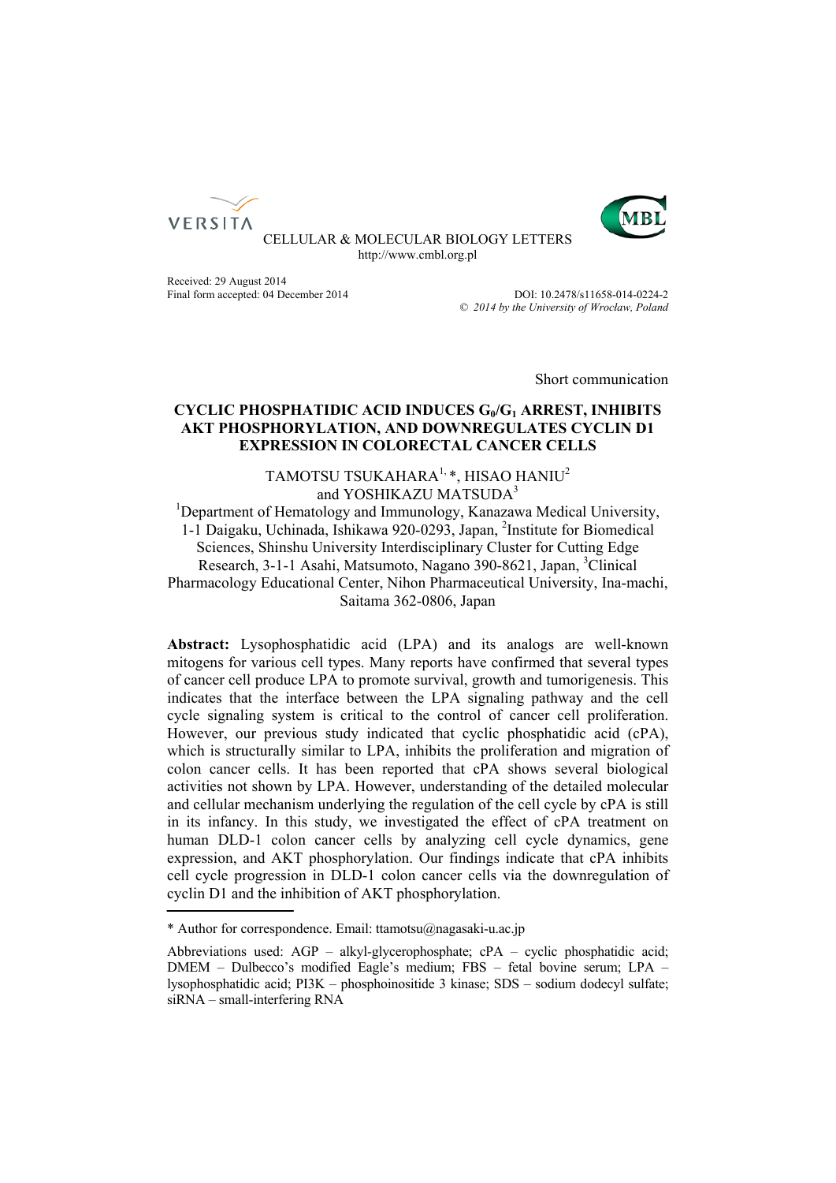CELLULAR & MOLECULAR BIOLOGY LETTERS
http://www.cmbl.org.pl

Received: 29 August 2014
Final form accepted: 04 December 2014

DOI: 10.2478/s11658-014-0224-2
© *2014 by the University of Wrocław, Poland*

Short communication

# CYCLIC PHOSPHATIDIC ACID INDUCES $G_0/G_1$ ARREST, INHIBITS AKT PHOSPHORYLATION, AND DOWNREGULATES CYCLIN D1 EXPRESSION IN COLORECTAL CANCER CELLS

TAMOTSU TSUKAHARA[1, *], HISAO HANIU[2] and YOSHIKAZU MATSUDA[3]

[1]Department of Hematology and Immunology, Kanazawa Medical University, 1-1 Daigaku, Uchinada, Ishikawa 920-0293, Japan, [2]Institute for Biomedical Sciences, Shinshu University Interdisciplinary Cluster for Cutting Edge Research, 3-1-1 Asahi, Matsumoto, Nagano 390-8621, Japan, [3]Clinical Pharmacology Educational Center, Nihon Pharmaceutical University, Ina-machi, Saitama 362-0806, Japan

**Abstract:** Lysophosphatidic acid (LPA) and its analogs are well-known mitogens for various cell types. Many reports have confirmed that several types of cancer cell produce LPA to promote survival, growth and tumorigenesis. This indicates that the interface between the LPA signaling pathway and the cell cycle signaling system is critical to the control of cancer cell proliferation. However, our previous study indicated that cyclic phosphatidic acid (cPA), which is structurally similar to LPA, inhibits the proliferation and migration of colon cancer cells. It has been reported that cPA shows several biological activities not shown by LPA. However, understanding of the detailed molecular and cellular mechanism underlying the regulation of the cell cycle by cPA is still in its infancy. In this study, we investigated the effect of cPA treatment on human DLD-1 colon cancer cells by analyzing cell cycle dynamics, gene expression, and AKT phosphorylation. Our findings indicate that cPA inhibits cell cycle progression in DLD-1 colon cancer cells via the downregulation of cyclin D1 and the inhibition of AKT phosphorylation.

---

\* Author for correspondence. Email: ttamotsu@nagasaki-u.ac.jp

Abbreviations used: AGP – alkyl-glycerophosphate; cPA – cyclic phosphatidic acid; DMEM – Dulbecco's modified Eagle's medium; FBS – fetal bovine serum; LPA – lysophosphatidic acid; PI3K – phosphoinositide 3 kinase; SDS – sodium dodecyl sulfate; siRNA – small-interfering RNA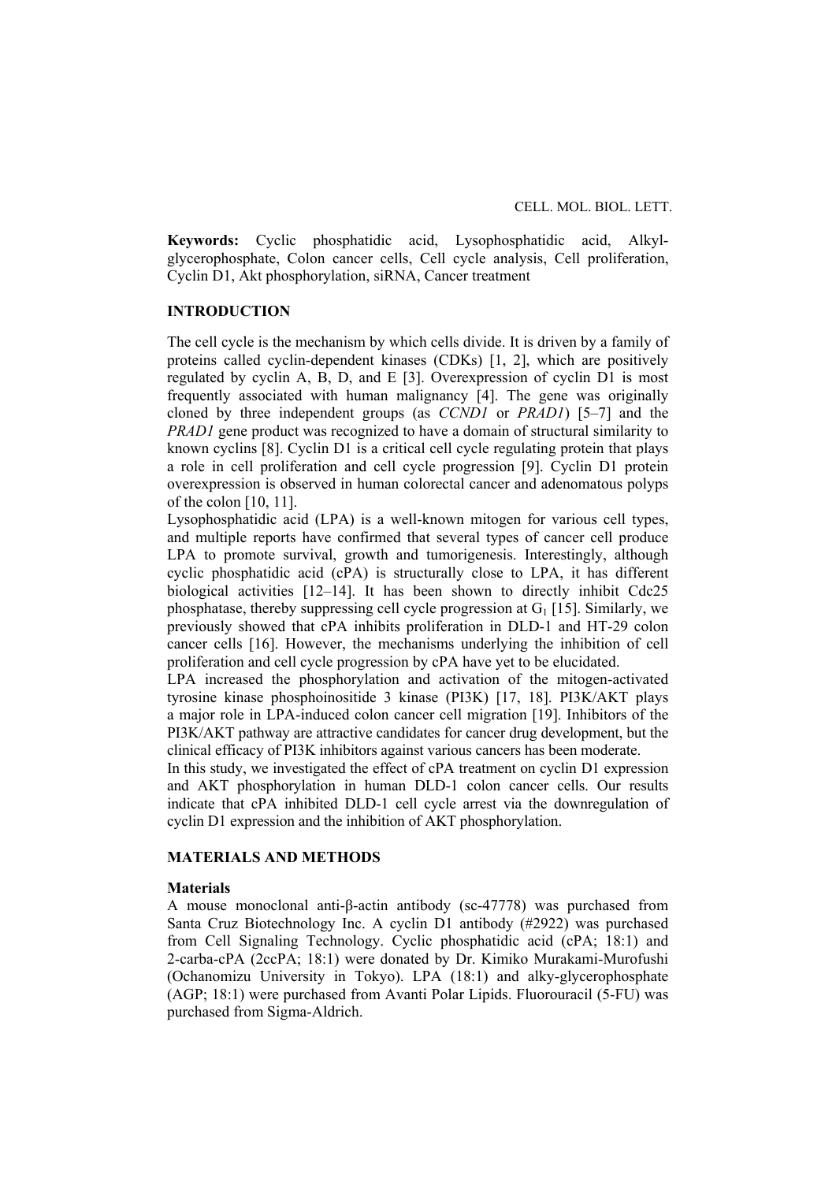**Keywords:** Cyclic phosphatidic acid, Lysophosphatidic acid, Alkyl-glycerophosphate, Colon cancer cells, Cell cycle analysis, Cell proliferation, Cyclin D1, Akt phosphorylation, siRNA, Cancer treatment

## INTRODUCTION

The cell cycle is the mechanism by which cells divide. It is driven by a family of proteins called cyclin-dependent kinases (CDKs) [1, 2], which are positively regulated by cyclin A, B, D, and E [3]. Overexpression of cyclin D1 is most frequently associated with human malignancy [4]. The gene was originally cloned by three independent groups (as *CCND1* or *PRAD1*) [5–7] and the *PRAD1* gene product was recognized to have a domain of structural similarity to known cyclins [8]. Cyclin D1 is a critical cell cycle regulating protein that plays a role in cell proliferation and cell cycle progression [9]. Cyclin D1 protein overexpression is observed in human colorectal cancer and adenomatous polyps of the colon [10, 11].

Lysophosphatidic acid (LPA) is a well-known mitogen for various cell types, and multiple reports have confirmed that several types of cancer cell produce LPA to promote survival, growth and tumorigenesis. Interestingly, although cyclic phosphatidic acid (cPA) is structurally close to LPA, it has different biological activities [12–14]. It has been shown to directly inhibit Cdc25 phosphatase, thereby suppressing cell cycle progression at $G_1$ [15]. Similarly, we previously showed that cPA inhibits proliferation in DLD-1 and HT-29 colon cancer cells [16]. However, the mechanisms underlying the inhibition of cell proliferation and cell cycle progression by cPA have yet to be elucidated.

LPA increased the phosphorylation and activation of the mitogen-activated tyrosine kinase phosphoinositide 3 kinase (PI3K) [17, 18]. PI3K/AKT plays a major role in LPA-induced colon cancer cell migration [19]. Inhibitors of the PI3K/AKT pathway are attractive candidates for cancer drug development, but the clinical efficacy of PI3K inhibitors against various cancers has been moderate.

In this study, we investigated the effect of cPA treatment on cyclin D1 expression and AKT phosphorylation in human DLD-1 colon cancer cells. Our results indicate that cPA inhibited DLD-1 cell cycle arrest via the downregulation of cyclin D1 expression and the inhibition of AKT phosphorylation.

## MATERIALS AND METHODS

### Materials

A mouse monoclonal anti-β-actin antibody (sc-47778) was purchased from Santa Cruz Biotechnology Inc. A cyclin D1 antibody (#2922) was purchased from Cell Signaling Technology. Cyclic phosphatidic acid (cPA; 18:1) and 2-carba-cPA (2ccPA; 18:1) were donated by Dr. Kimiko Murakami-Murofushi (Ochanomizu University in Tokyo). LPA (18:1) and alky-glycerophosphate (AGP; 18:1) were purchased from Avanti Polar Lipids. Fluorouracil (5-FU) was purchased from Sigma-Aldrich.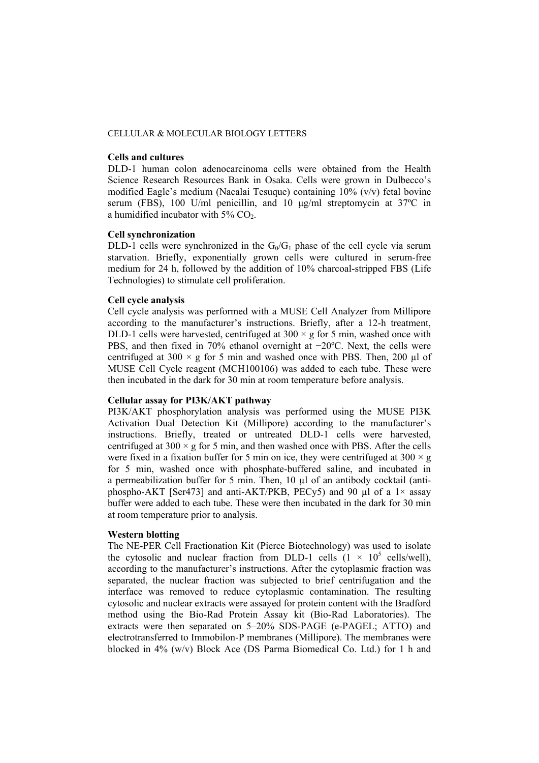**Cells and cultures**

DLD-1 human colon adenocarcinoma cells were obtained from the Health Science Research Resources Bank in Osaka. Cells were grown in Dulbecco's modified Eagle's medium (Nacalai Tesuque) containing 10% (v/v) fetal bovine serum (FBS), 100 U/ml penicillin, and 10 μg/ml streptomycin at 37ºC in a humidified incubator with 5% $CO_2$.

**Cell synchronization**

DLD-1 cells were synchronized in the $G_0/G_1$ phase of the cell cycle via serum starvation. Briefly, exponentially grown cells were cultured in serum-free medium for 24 h, followed by the addition of 10% charcoal-stripped FBS (Life Technologies) to stimulate cell proliferation.

**Cell cycle analysis**

Cell cycle analysis was performed with a MUSE Cell Analyzer from Millipore according to the manufacturer's instructions. Briefly, after a 12-h treatment, DLD-1 cells were harvested, centrifuged at 300 × g for 5 min, washed once with PBS, and then fixed in 70% ethanol overnight at −20ºC. Next, the cells were centrifuged at 300 × g for 5 min and washed once with PBS. Then, 200 μl of MUSE Cell Cycle reagent (MCH100106) was added to each tube. These were then incubated in the dark for 30 min at room temperature before analysis.

**Cellular assay for PI3K/AKT pathway**

PI3K/AKT phosphorylation analysis was performed using the MUSE PI3K Activation Dual Detection Kit (Millipore) according to the manufacturer's instructions. Briefly, treated or untreated DLD-1 cells were harvested, centrifuged at 300 × g for 5 min, and then washed once with PBS. After the cells were fixed in a fixation buffer for 5 min on ice, they were centrifuged at 300 × g for 5 min, washed once with phosphate-buffered saline, and incubated in a permeabilization buffer for 5 min. Then, 10 μl of an antibody cocktail (anti-phospho-AKT [Ser473] and anti-AKT/PKB, PECy5) and 90 μl of a 1× assay buffer were added to each tube. These were then incubated in the dark for 30 min at room temperature prior to analysis.

**Western blotting**

The NE-PER Cell Fractionation Kit (Pierce Biotechnology) was used to isolate the cytosolic and nuclear fraction from DLD-1 cells ($1 \times 10^5$ cells/well), according to the manufacturer's instructions. After the cytoplasmic fraction was separated, the nuclear fraction was subjected to brief centrifugation and the interface was removed to reduce cytoplasmic contamination. The resulting cytosolic and nuclear extracts were assayed for protein content with the Bradford method using the Bio-Rad Protein Assay kit (Bio-Rad Laboratories). The extracts were then separated on 5–20% SDS-PAGE (e-PAGEL; ATTO) and electrotransferred to Immobilon-P membranes (Millipore). The membranes were blocked in 4% (w/v) Block Ace (DS Parma Biomedical Co. Ltd.) for 1 h and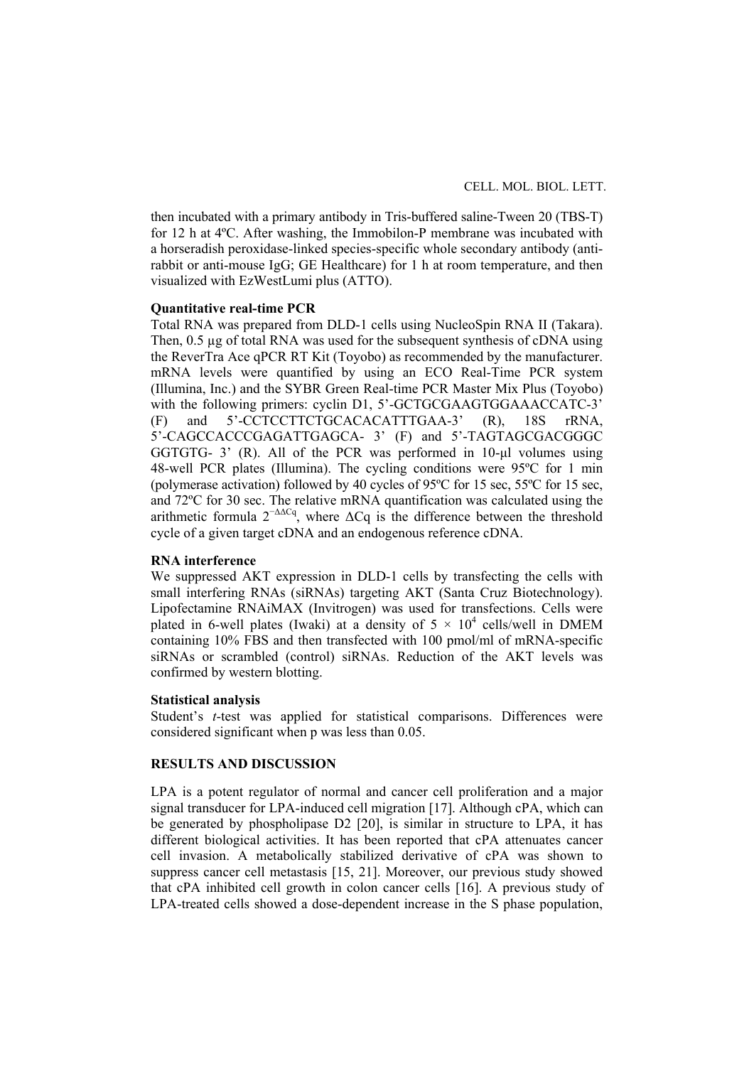then incubated with a primary antibody in Tris-buffered saline-Tween 20 (TBS-T) for 12 h at 4ºC. After washing, the Immobilon-P membrane was incubated with a horseradish peroxidase-linked species-specific whole secondary antibody (anti-rabbit or anti-mouse IgG; GE Healthcare) for 1 h at room temperature, and then visualized with EzWestLumi plus (ATTO).

**Quantitative real-time PCR**

Total RNA was prepared from DLD-1 cells using NucleoSpin RNA II (Takara). Then, 0.5 μg of total RNA was used for the subsequent synthesis of cDNA using the ReverTra Ace qPCR RT Kit (Toyobo) as recommended by the manufacturer. mRNA levels were quantified by using an ECO Real-Time PCR system (Illumina, Inc.) and the SYBR Green Real-time PCR Master Mix Plus (Toyobo) with the following primers: cyclin D1, 5'-GCTGCGAAGTGGAAACCATC-3' (F) and 5'-CCTCCTTCTGCACACATTTGAA-3' (R), 18S rRNA, 5'-CAGCCACCCGAGATTGAGCA- 3' (F) and 5'-TAGTAGCGACGGGC GGTGTG- 3' (R). All of the PCR was performed in 10-μl volumes using 48-well PCR plates (Illumina). The cycling conditions were 95ºC for 1 min (polymerase activation) followed by 40 cycles of 95ºC for 15 sec, 55ºC for 15 sec, and 72ºC for 30 sec. The relative mRNA quantification was calculated using the arithmetic formula $2^{-\Delta\Delta Cq}$, where ΔCq is the difference between the threshold cycle of a given target cDNA and an endogenous reference cDNA.

**RNA interference**

We suppressed AKT expression in DLD-1 cells by transfecting the cells with small interfering RNAs (siRNAs) targeting AKT (Santa Cruz Biotechnology). Lipofectamine RNAiMAX (Invitrogen) was used for transfections. Cells were plated in 6-well plates (Iwaki) at a density of $5 \times 10^4$ cells/well in DMEM containing 10% FBS and then transfected with 100 pmol/ml of mRNA-specific siRNAs or scrambled (control) siRNAs. Reduction of the AKT levels was confirmed by western blotting.

**Statistical analysis**

Student's *t*-test was applied for statistical comparisons. Differences were considered significant when p was less than 0.05.

## RESULTS AND DISCUSSION

LPA is a potent regulator of normal and cancer cell proliferation and a major signal transducer for LPA-induced cell migration [17]. Although cPA, which can be generated by phospholipase D2 [20], is similar in structure to LPA, it has different biological activities. It has been reported that cPA attenuates cancer cell invasion. A metabolically stabilized derivative of cPA was shown to suppress cancer cell metastasis [15, 21]. Moreover, our previous study showed that cPA inhibited cell growth in colon cancer cells [16]. A previous study of LPA-treated cells showed a dose-dependent increase in the S phase population,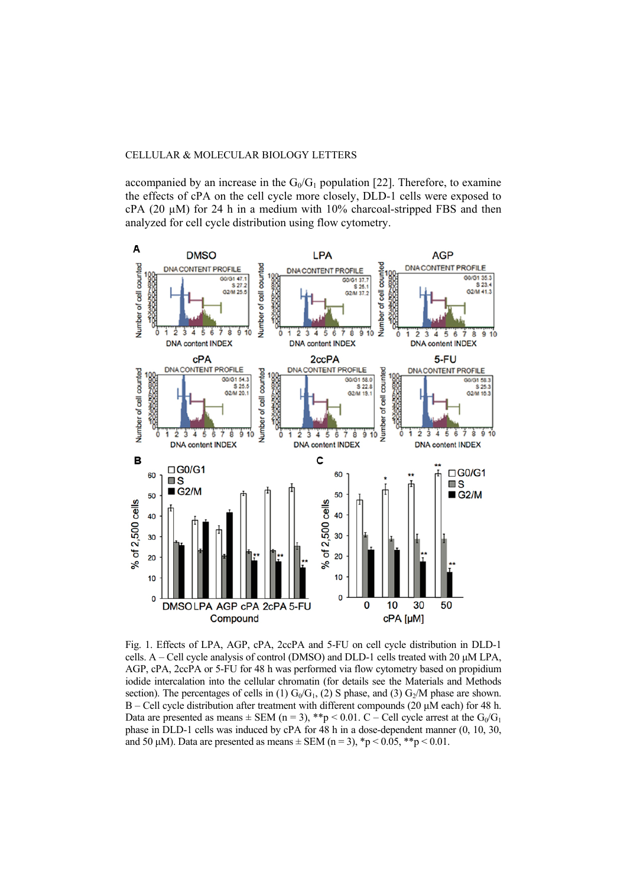accompanied by an increase in the $G_0/G_1$ population [22]. Therefore, to examine the effects of cPA on the cell cycle more closely, DLD-1 cells were exposed to cPA (20 μM) for 24 h in a medium with 10% charcoal-stripped FBS and then analyzed for cell cycle distribution using flow cytometry.

Fig. 1. Effects of LPA, AGP, cPA, 2ccPA and 5-FU on cell cycle distribution in DLD-1 cells. A – Cell cycle analysis of control (DMSO) and DLD-1 cells treated with 20 μM LPA, AGP, cPA, 2ccPA or 5-FU for 48 h was performed via flow cytometry based on propidium iodide intercalation into the cellular chromatin (for details see the Materials and Methods section). The percentages of cells in (1) $G_0/G_1$, (2) S phase, and (3) $G_2/M$ phase are shown. B – Cell cycle distribution after treatment with different compounds (20 μM each) for 48 h. Data are presented as means ± SEM (n = 3), $^{**}p < 0.01$. C – Cell cycle arrest at the $G_0/G_1$ phase in DLD-1 cells was induced by cPA for 48 h in a dose-dependent manner (0, 10, 30, and 50 μM). Data are presented as means ± SEM (n = 3), $^{*}p < 0.05$, $^{**}p < 0.01$.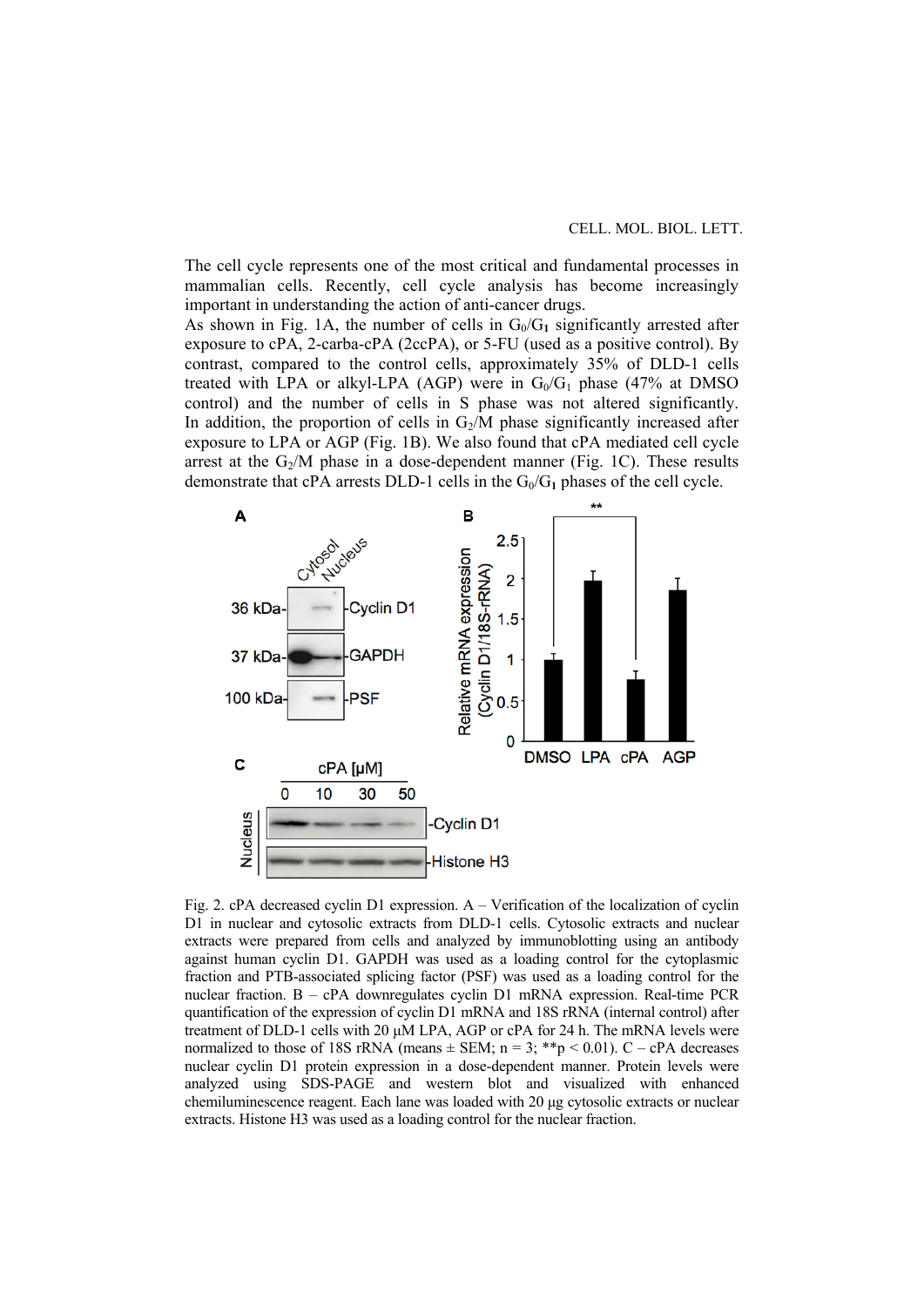The cell cycle represents one of the most critical and fundamental processes in mammalian cells. Recently, cell cycle analysis has become increasingly important in understanding the action of anti-cancer drugs.

As shown in Fig. 1A, the number of cells in $G_0/G_1$ significantly arrested after exposure to cPA, 2-carba-cPA (2ccPA), or 5-FU (used as a positive control). By contrast, compared to the control cells, approximately 35% of DLD-1 cells treated with LPA or alkyl-LPA (AGP) were in $G_0/G_1$ phase (47% at DMSO control) and the number of cells in S phase was not altered significantly. In addition, the proportion of cells in $G_2/M$ phase significantly increased after exposure to LPA or AGP (Fig. 1B). We also found that cPA mediated cell cycle arrest at the $G_2/M$ phase in a dose-dependent manner (Fig. 1C). These results demonstrate that cPA arrests DLD-1 cells in the $G_0/G_1$ phases of the cell cycle.

Fig. 2. cPA decreased cyclin D1 expression. A – Verification of the localization of cyclin D1 in nuclear and cytosolic extracts from DLD-1 cells. Cytosolic extracts and nuclear extracts were prepared from cells and analyzed by immunoblotting using an antibody against human cyclin D1. GAPDH was used as a loading control for the cytoplasmic fraction and PTB-associated splicing factor (PSF) was used as a loading control for the nuclear fraction. B – cPA downregulates cyclin D1 mRNA expression. Real-time PCR quantification of the expression of cyclin D1 mRNA and 18S rRNA (internal control) after treatment of DLD-1 cells with 20 μM LPA, AGP or cPA for 24 h. The mRNA levels were normalized to those of 18S rRNA (means ± SEM; n = 3; $^{**}p < 0.01$). C – cPA decreases nuclear cyclin D1 protein expression in a dose-dependent manner. Protein levels were analyzed using SDS-PAGE and western blot and visualized with enhanced chemiluminescence reagent. Each lane was loaded with 20 μg cytosolic extracts or nuclear extracts. Histone H3 was used as a loading control for the nuclear fraction.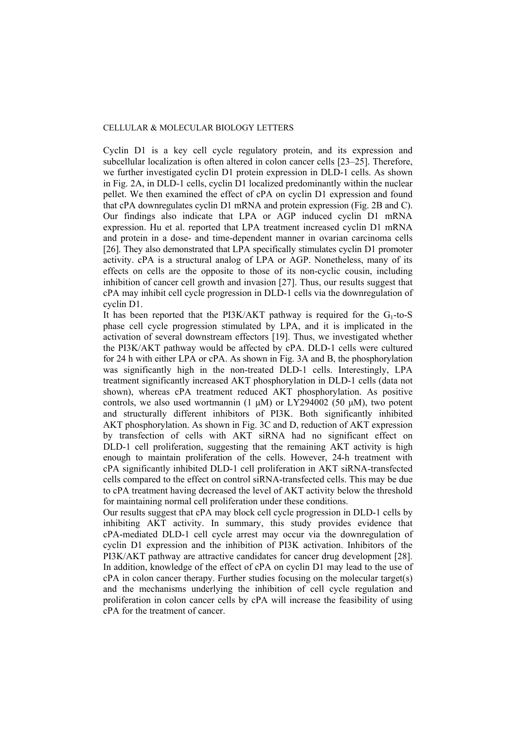Cyclin D1 is a key cell cycle regulatory protein, and its expression and subcellular localization is often altered in colon cancer cells [23–25]. Therefore, we further investigated cyclin D1 protein expression in DLD-1 cells. As shown in Fig. 2A, in DLD-1 cells, cyclin D1 localized predominantly within the nuclear pellet. We then examined the effect of cPA on cyclin D1 expression and found that cPA downregulates cyclin D1 mRNA and protein expression (Fig. 2B and C). Our findings also indicate that LPA or AGP induced cyclin D1 mRNA expression. Hu et al. reported that LPA treatment increased cyclin D1 mRNA and protein in a dose- and time-dependent manner in ovarian carcinoma cells [26]. They also demonstrated that LPA specifically stimulates cyclin D1 promoter activity. cPA is a structural analog of LPA or AGP. Nonetheless, many of its effects on cells are the opposite to those of its non-cyclic cousin, including inhibition of cancer cell growth and invasion [27]. Thus, our results suggest that cPA may inhibit cell cycle progression in DLD-1 cells via the downregulation of cyclin D1.

It has been reported that the PI3K/AKT pathway is required for the $G_1$-to-S phase cell cycle progression stimulated by LPA, and it is implicated in the activation of several downstream effectors [19]. Thus, we investigated whether the PI3K/AKT pathway would be affected by cPA. DLD-1 cells were cultured for 24 h with either LPA or cPA. As shown in Fig. 3A and B, the phosphorylation was significantly high in the non-treated DLD-1 cells. Interestingly, LPA treatment significantly increased AKT phosphorylation in DLD-1 cells (data not shown), whereas cPA treatment reduced AKT phosphorylation. As positive controls, we also used wortmannin (1 μM) or LY294002 (50 μM), two potent and structurally different inhibitors of PI3K. Both significantly inhibited AKT phosphorylation. As shown in Fig. 3C and D, reduction of AKT expression by transfection of cells with AKT siRNA had no significant effect on DLD-1 cell proliferation, suggesting that the remaining AKT activity is high enough to maintain proliferation of the cells. However, 24-h treatment with cPA significantly inhibited DLD-1 cell proliferation in AKT siRNA-transfected cells compared to the effect on control siRNA-transfected cells. This may be due to cPA treatment having decreased the level of AKT activity below the threshold for maintaining normal cell proliferation under these conditions.

Our results suggest that cPA may block cell cycle progression in DLD-1 cells by inhibiting AKT activity. In summary, this study provides evidence that cPA-mediated DLD-1 cell cycle arrest may occur via the downregulation of cyclin D1 expression and the inhibition of PI3K activation. Inhibitors of the PI3K/AKT pathway are attractive candidates for cancer drug development [28]. In addition, knowledge of the effect of cPA on cyclin D1 may lead to the use of cPA in colon cancer therapy. Further studies focusing on the molecular target(s) and the mechanisms underlying the inhibition of cell cycle regulation and proliferation in colon cancer cells by cPA will increase the feasibility of using cPA for the treatment of cancer.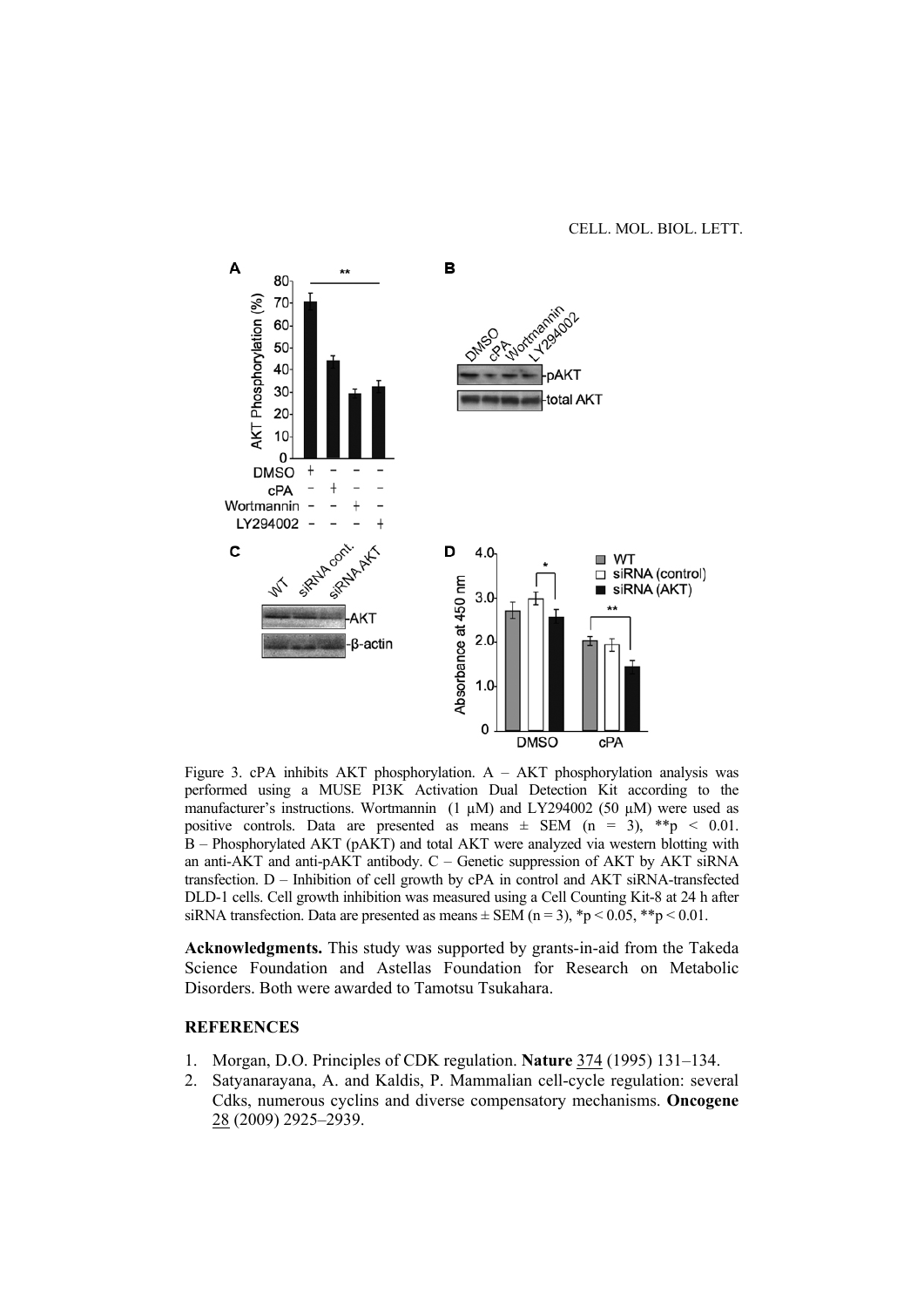Figure 3. cPA inhibits AKT phosphorylation. A – AKT phosphorylation analysis was performed using a MUSE PI3K Activation Dual Detection Kit according to the manufacturer's instructions. Wortmannin (1 μM) and LY294002 (50 μM) were used as positive controls. Data are presented as means ± SEM (n = 3), $^{**}p < 0.01$. B – Phosphorylated AKT (pAKT) and total AKT were analyzed via western blotting with an anti-AKT and anti-pAKT antibody. C – Genetic suppression of AKT by AKT siRNA transfection. D – Inhibition of cell growth by cPA in control and AKT siRNA-transfected DLD-1 cells. Cell growth inhibition was measured using a Cell Counting Kit-8 at 24 h after siRNA transfection. Data are presented as means ± SEM (n = 3), $^{*}p < 0.05$, $^{**}p < 0.01$.

**Acknowledgments.** This study was supported by grants-in-aid from the Takeda Science Foundation and Astellas Foundation for Research on Metabolic Disorders. Both were awarded to Tamotsu Tsukahara.

## REFERENCES

1. Morgan, D.O. Principles of CDK regulation. **Nature** 374 (1995) 131–134.
2. Satyanarayana, A. and Kaldis, P. Mammalian cell-cycle regulation: several Cdks, numerous cyclins and diverse compensatory mechanisms. **Oncogene** 28 (2009) 2925–2939.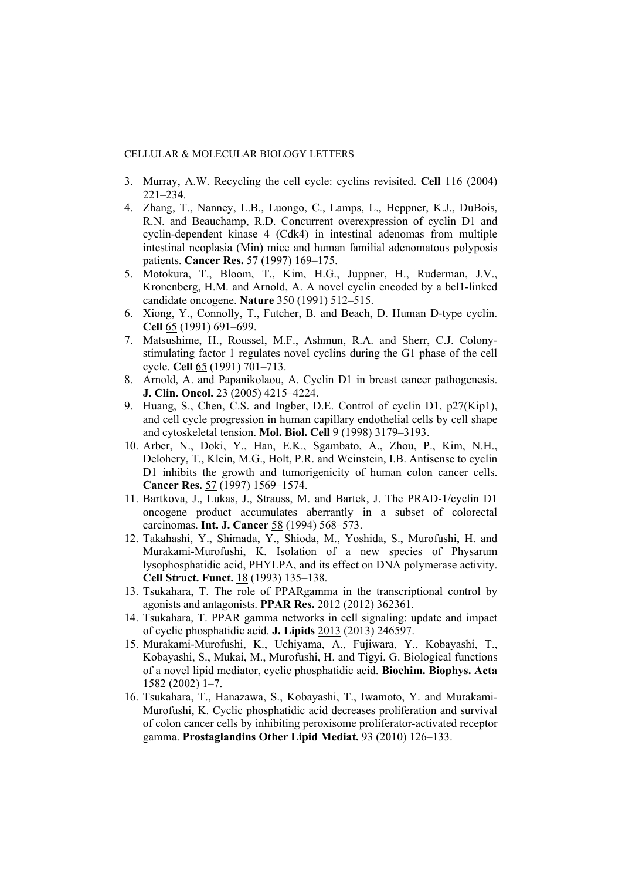3. Murray, A.W. Recycling the cell cycle: cyclins revisited. **Cell** 116 (2004) 221–234.
4. Zhang, T., Nanney, L.B., Luongo, C., Lamps, L., Heppner, K.J., DuBois, R.N. and Beauchamp, R.D. Concurrent overexpression of cyclin D1 and cyclin-dependent kinase 4 (Cdk4) in intestinal adenomas from multiple intestinal neoplasia (Min) mice and human familial adenomatous polyposis patients. **Cancer Res.** 57 (1997) 169–175.
5. Motokura, T., Bloom, T., Kim, H.G., Juppner, H., Ruderman, J.V., Kronenberg, H.M. and Arnold, A. A novel cyclin encoded by a bcl1-linked candidate oncogene. **Nature** 350 (1991) 512–515.
6. Xiong, Y., Connolly, T., Futcher, B. and Beach, D. Human D-type cyclin. **Cell** 65 (1991) 691–699.
7. Matsushime, H., Roussel, M.F., Ashmun, R.A. and Sherr, C.J. Colony-stimulating factor 1 regulates novel cyclins during the G1 phase of the cell cycle. **Cell** 65 (1991) 701–713.
8. Arnold, A. and Papanikolaou, A. Cyclin D1 in breast cancer pathogenesis. **J. Clin. Oncol.** 23 (2005) 4215–4224.
9. Huang, S., Chen, C.S. and Ingber, D.E. Control of cyclin D1, p27(Kip1), and cell cycle progression in human capillary endothelial cells by cell shape and cytoskeletal tension. **Mol. Biol. Cell** 9 (1998) 3179–3193.
10. Arber, N., Doki, Y., Han, E.K., Sgambato, A., Zhou, P., Kim, N.H., Delohery, T., Klein, M.G., Holt, P.R. and Weinstein, I.B. Antisense to cyclin D1 inhibits the growth and tumorigenicity of human colon cancer cells. **Cancer Res.** 57 (1997) 1569–1574.
11. Bartkova, J., Lukas, J., Strauss, M. and Bartek, J. The PRAD-1/cyclin D1 oncogene product accumulates aberrantly in a subset of colorectal carcinomas. **Int. J. Cancer** 58 (1994) 568–573.
12. Takahashi, Y., Shimada, Y., Shioda, M., Yoshida, S., Murofushi, H. and Murakami-Murofushi, K. Isolation of a new species of Physarum lysophosphatidic acid, PHYLPA, and its effect on DNA polymerase activity. **Cell Struct. Funct.** 18 (1993) 135–138.
13. Tsukahara, T. The role of PPARgamma in the transcriptional control by agonists and antagonists. **PPAR Res.** 2012 (2012) 362361.
14. Tsukahara, T. PPAR gamma networks in cell signaling: update and impact of cyclic phosphatidic acid. **J. Lipids** 2013 (2013) 246597.
15. Murakami-Murofushi, K., Uchiyama, A., Fujiwara, Y., Kobayashi, T., Kobayashi, S., Mukai, M., Murofushi, H. and Tigyi, G. Biological functions of a novel lipid mediator, cyclic phosphatidic acid. **Biochim. Biophys. Acta** 1582 (2002) 1–7.
16. Tsukahara, T., Hanazawa, S., Kobayashi, T., Iwamoto, Y. and Murakami-Murofushi, K. Cyclic phosphatidic acid decreases proliferation and survival of colon cancer cells by inhibiting peroxisome proliferator-activated receptor gamma. **Prostaglandins Other Lipid Mediat.** 93 (2010) 126–133.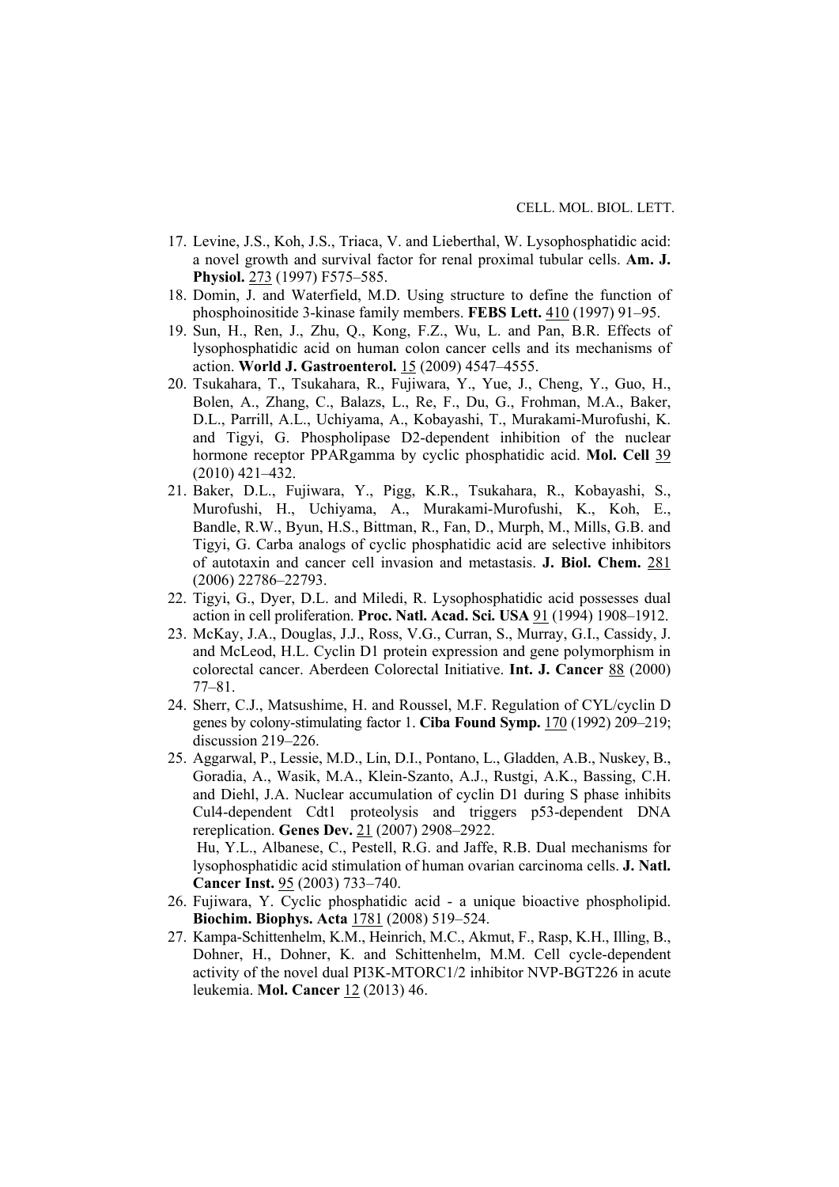17. Levine, J.S., Koh, J.S., Triaca, V. and Lieberthal, W. Lysophosphatidic acid: a novel growth and survival factor for renal proximal tubular cells. **Am. J. Physiol.** 273 (1997) F575–585.
18. Domin, J. and Waterfield, M.D. Using structure to define the function of phosphoinositide 3-kinase family members. **FEBS Lett.** 410 (1997) 91–95.
19. Sun, H., Ren, J., Zhu, Q., Kong, F.Z., Wu, L. and Pan, B.R. Effects of lysophosphatidic acid on human colon cancer cells and its mechanisms of action. **World J. Gastroenterol.** 15 (2009) 4547–4555.
20. Tsukahara, T., Tsukahara, R., Fujiwara, Y., Yue, J., Cheng, Y., Guo, H., Bolen, A., Zhang, C., Balazs, L., Re, F., Du, G., Frohman, M.A., Baker, D.L., Parrill, A.L., Uchiyama, A., Kobayashi, T., Murakami-Murofushi, K. and Tigyi, G. Phospholipase D2-dependent inhibition of the nuclear hormone receptor PPARgamma by cyclic phosphatidic acid. **Mol. Cell** 39 (2010) 421–432.
21. Baker, D.L., Fujiwara, Y., Pigg, K.R., Tsukahara, R., Kobayashi, S., Murofushi, H., Uchiyama, A., Murakami-Murofushi, K., Koh, E., Bandle, R.W., Byun, H.S., Bittman, R., Fan, D., Murph, M., Mills, G.B. and Tigyi, G. Carba analogs of cyclic phosphatidic acid are selective inhibitors of autotaxin and cancer cell invasion and metastasis. **J. Biol. Chem.** 281 (2006) 22786–22793.
22. Tigyi, G., Dyer, D.L. and Miledi, R. Lysophosphatidic acid possesses dual action in cell proliferation. **Proc. Natl. Acad. Sci. USA** 91 (1994) 1908–1912.
23. McKay, J.A., Douglas, J.J., Ross, V.G., Curran, S., Murray, G.I., Cassidy, J. and McLeod, H.L. Cyclin D1 protein expression and gene polymorphism in colorectal cancer. Aberdeen Colorectal Initiative. **Int. J. Cancer** 88 (2000) 77–81.
24. Sherr, C.J., Matsushime, H. and Roussel, M.F. Regulation of CYL/cyclin D genes by colony-stimulating factor 1. **Ciba Found Symp.** 170 (1992) 209–219; discussion 219–226.
25. Aggarwal, P., Lessie, M.D., Lin, D.I., Pontano, L., Gladden, A.B., Nuskey, B., Goradia, A., Wasik, M.A., Klein-Szanto, A.J., Rustgi, A.K., Bassing, C.H. and Diehl, J.A. Nuclear accumulation of cyclin D1 during S phase inhibits Cul4-dependent Cdt1 proteolysis and triggers p53-dependent DNA rereplication. **Genes Dev.** 21 (2007) 2908–2922.
 Hu, Y.L., Albanese, C., Pestell, R.G. and Jaffe, R.B. Dual mechanisms for lysophosphatidic acid stimulation of human ovarian carcinoma cells. **J. Natl. Cancer Inst.** 95 (2003) 733–740.
26. Fujiwara, Y. Cyclic phosphatidic acid - a unique bioactive phospholipid. **Biochim. Biophys. Acta** 1781 (2008) 519–524.
27. Kampa-Schittenhelm, K.M., Heinrich, M.C., Akmut, F., Rasp, K.H., Illing, B., Dohner, H., Dohner, K. and Schittenhelm, M.M. Cell cycle-dependent activity of the novel dual PI3K-MTORC1/2 inhibitor NVP-BGT226 in acute leukemia. **Mol. Cancer** 12 (2013) 46.